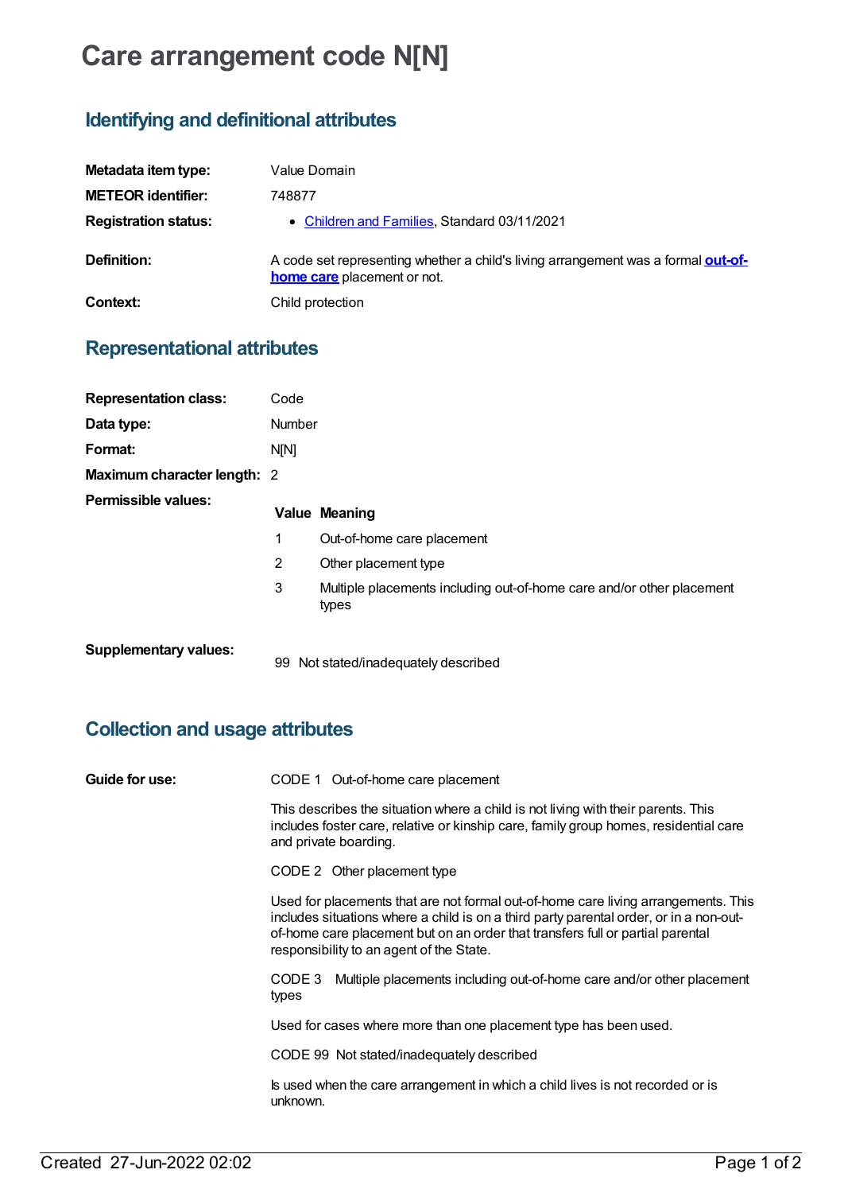# Care arrangement code N[N]

## Identifying and definitional attributes

| | |
|---|---|
| **Metadata item type:** | Value Domain |
| **METEOR identifier:** | 748877 |
| **Registration status:** | • Children and Families, Standard 03/11/2021 |
| **Definition:** | A code set representing whether a child's living arrangement was a formal **out-of-home care** placement or not. |
| **Context:** | Child protection |

## Representational attributes

| | |
|---|---|
| **Representation class:** | Code |
| **Data type:** | Number |
| **Format:** | N[N] |
| **Maximum character length:** | 2 |

**Permissible values:**

| Value | Meaning |
|---|---|
| 1 | Out-of-home care placement |
| 2 | Other placement type |
| 3 | Multiple placements including out-of-home care and/or other placement types |

**Supplementary values:**

| Value | Meaning |
|---|---|
| 99 | Not stated/inadequately described |

## Collection and usage attributes

**Guide for use:**

CODE 1 Out-of-home care placement

This describes the situation where a child is not living with their parents. This includes foster care, relative or kinship care, family group homes, residential care and private boarding.

CODE 2 Other placement type

Used for placements that are not formal out-of-home care living arrangements. This includes situations where a child is on a third party parental order, or in a non-out-of-home care placement but on an order that transfers full or partial parental responsibility to an agent of the State.

CODE 3 Multiple placements including out-of-home care and/or other placement types

Used for cases where more than one placement type has been used.

CODE 99 Not stated/inadequately described

Is used when the care arrangement in which a child lives is not recorded or is unknown.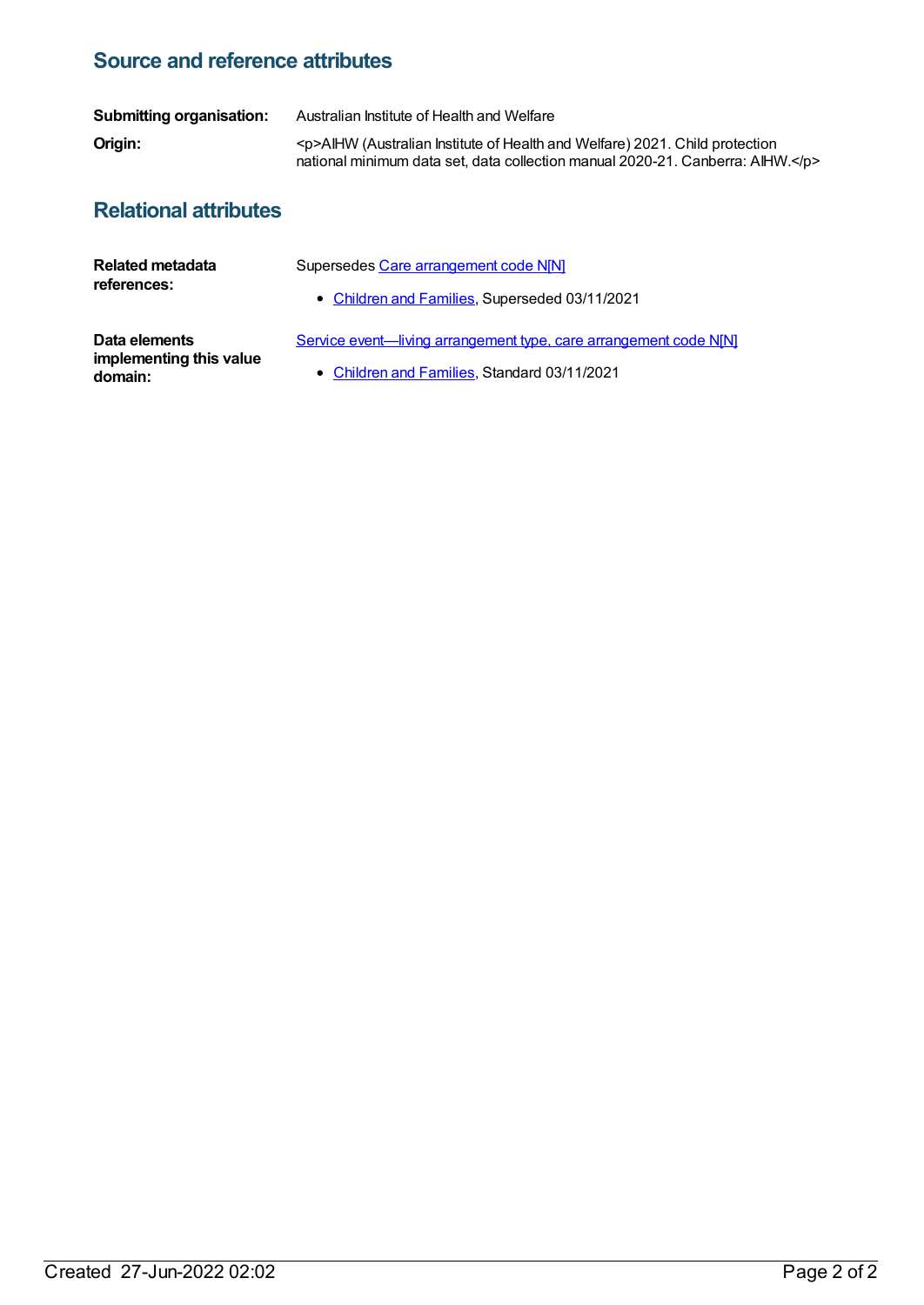## Source and reference attributes

**Submitting organisation:** Australian Institute of Health and Welfare

**Origin:** <p>AIHW (Australian Institute of Health and Welfare) 2021. Child protection national minimum data set, data collection manual 2020-21. Canberra: AIHW.</p>

## Relational attributes

**Related metadata references:**

Supersedes Care arrangement code N[N]

- Children and Families, Superseded 03/11/2021

**Data elements implementing this value domain:**

Service event—living arrangement type, care arrangement code N[N]

- Children and Families, Standard 03/11/2021